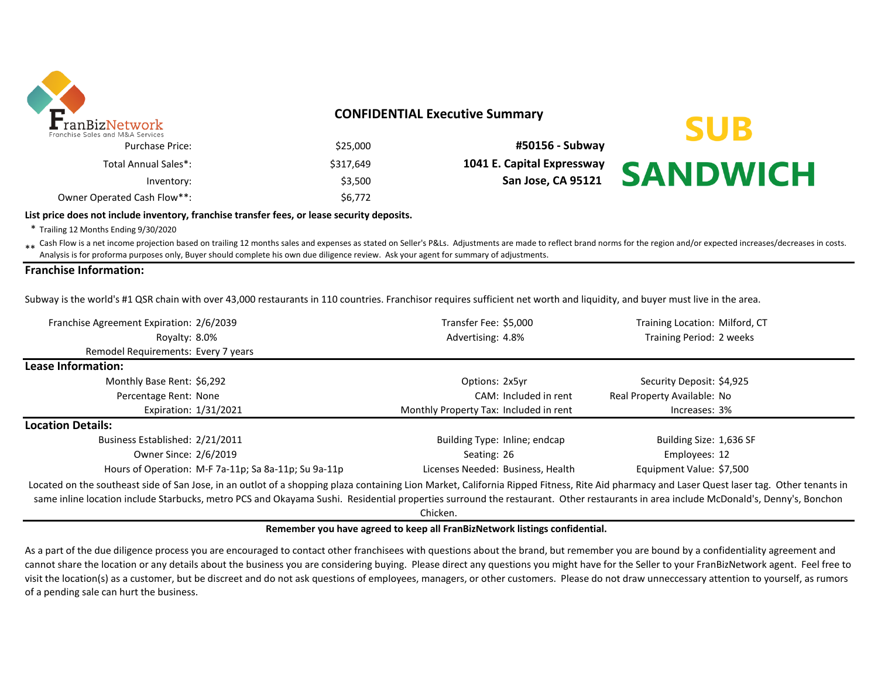FranBizNetwork
Franchise Sales and M&A Services

## CONFIDENTIAL Executive Summary

**SUB SANDWICH**

| | |
|---|---|
| Purchase Price: | $25,000 |
| Total Annual Sales*: | $317,649 |
| Inventory: | $3,500 |
| Owner Operated Cash Flow**: | $6,772 |

**#50156 - Subway**
**1041 E. Capital Expressway**
**San Jose, CA 95121**

**List price does not include inventory, franchise transfer fees, or lease security deposits.**

\* Trailing 12 Months Ending 9/30/2020

** Cash Flow is a net income projection based on trailing 12 months sales and expenses as stated on Seller's P&Ls. Adjustments are made to reflect brand norms for the region and/or expected increases/decreases in costs. Analysis is for proforma purposes only, Buyer should complete his own due diligence review. Ask your agent for summary of adjustments.

### Franchise Information:

Subway is the world's #1 QSR chain with over 43,000 restaurants in 110 countries. Franchisor requires sufficient net worth and liquidity, and buyer must live in the area.

| | | | | | |
|---|---|---|---|---|---|
| Franchise Agreement Expiration: | 2/6/2039 | Transfer Fee: | $5,000 | Training Location: | Milford, CT |
| Royalty: | 8.0% | Advertising: | 4.8% | Training Period: | 2 weeks |
| Remodel Requirements: | Every 7 years | | | | |

### Lease Information:

| | | | | | |
|---|---|---|---|---|---|
| Monthly Base Rent: | $6,292 | Options: | 2x5yr | Security Deposit: | $4,925 |
| Percentage Rent: | None | CAM: | Included in rent | Real Property Available: | No |
| Expiration: | 1/31/2021 | Monthly Property Tax: | Included in rent | Increases: | 3% |

### Location Details:

| | | | | | |
|---|---|---|---|---|---|
| Business Established: | 2/21/2011 | Building Type: | Inline; endcap | Building Size: | 1,636 SF |
| Owner Since: | 2/6/2019 | Seating: | 26 | Employees: | 12 |
| Hours of Operation: | M-F 7a-11p; Sa 8a-11p; Su 9a-11p | Licenses Needed: | Business, Health | Equipment Value: | $7,500 |

Located on the southeast side of San Jose, in an outlot of a shopping plaza containing Lion Market, California Ripped Fitness, Rite Aid pharmacy and Laser Quest laser tag. Other tenants in same inline location include Starbucks, metro PCS and Okayama Sushi. Residential properties surround the restaurant. Other restaurants in area include McDonald's, Denny's, Bonchon Chicken.

**Remember you have agreed to keep all FranBizNetwork listings confidential.**

As a part of the due diligence process you are encouraged to contact other franchisees with questions about the brand, but remember you are bound by a confidentiality agreement and cannot share the location or any details about the business you are considering buying. Please direct any questions you might have for the Seller to your FranBizNetwork agent. Feel free to visit the location(s) as a customer, but be discreet and do not ask questions of employees, managers, or other customers. Please do not draw unneccessary attention to yourself, as rumors of a pending sale can hurt the business.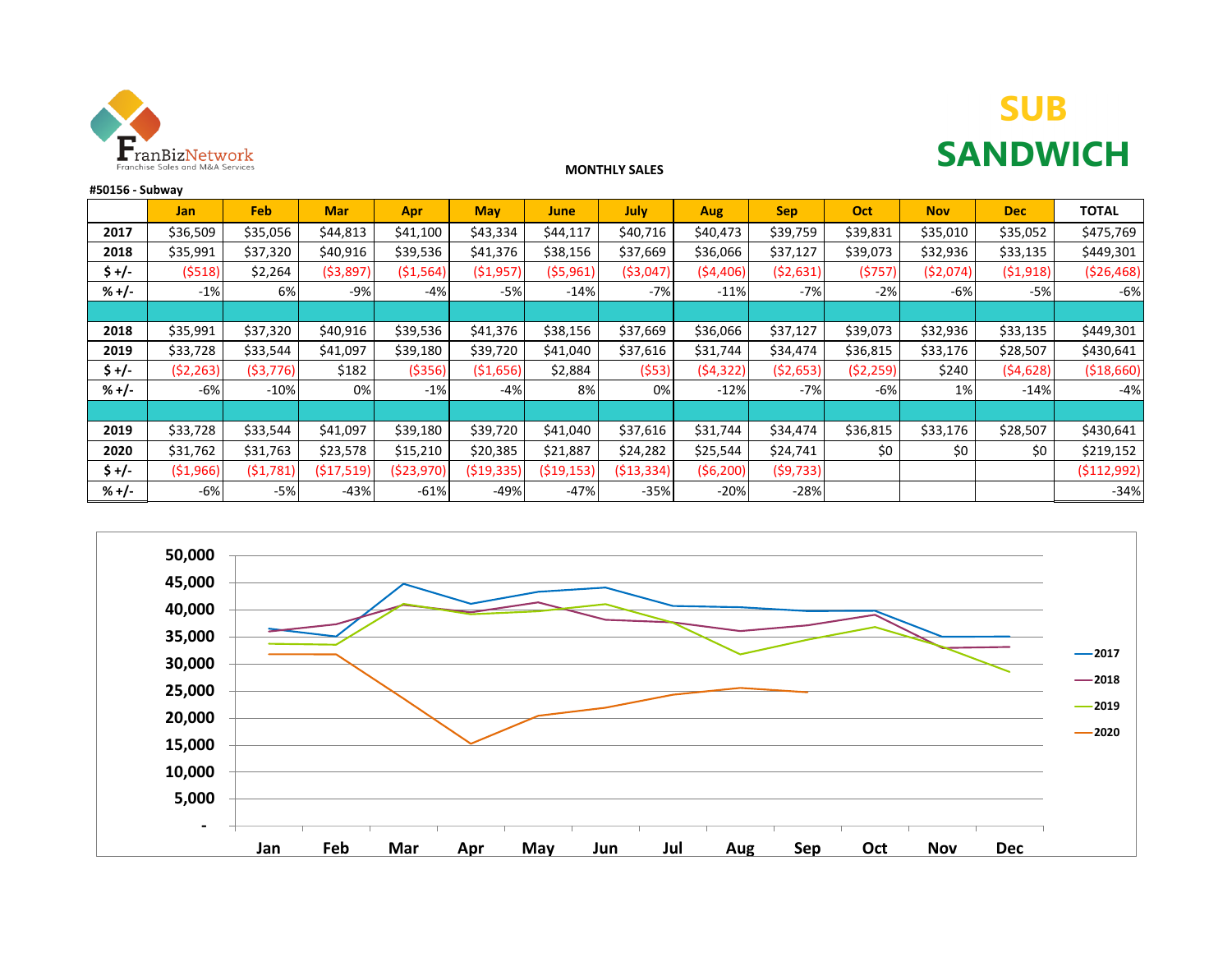FranBizNetwork
Franchise Sales and M&A Services

**MONTHLY SALES**

# SUB SANDWICH

**#50156 - Subway**

| | Jan | Feb | Mar | Apr | May | June | July | Aug | Sep | Oct | Nov | Dec | TOTAL |
|---|---|---|---|---|---|---|---|---|---|---|---|---|---|
| **2017** | $36,509 | $35,056 | $44,813 | $41,100 | $43,334 | $44,117 | $40,716 | $40,473 | $39,759 | $39,831 | $35,010 | $35,052 | $475,769 |
| **2018** | $35,991 | $37,320 | $40,916 | $39,536 | $41,376 | $38,156 | $37,669 | $36,066 | $37,127 | $39,073 | $32,936 | $33,135 | $449,301 |
| **$ +/-** | ($518) | $2,264 | ($3,897) | ($1,564) | ($1,957) | ($5,961) | ($3,047) | ($4,406) | ($2,631) | ($757) | ($2,074) | ($1,918) | ($26,468) |
| **% +/-** | -1% | 6% | -9% | -4% | -5% | -14% | -7% | -11% | -7% | -2% | -6% | -5% | -6% |
| | | | | | | | | | | | | | |
| **2018** | $35,991 | $37,320 | $40,916 | $39,536 | $41,376 | $38,156 | $37,669 | $36,066 | $37,127 | $39,073 | $32,936 | $33,135 | $449,301 |
| **2019** | $33,728 | $33,544 | $41,097 | $39,180 | $39,720 | $41,040 | $37,616 | $31,744 | $34,474 | $36,815 | $33,176 | $28,507 | $430,641 |
| **$ +/-** | ($2,263) | ($3,776) | $182 | ($356) | ($1,656) | $2,884 | ($53) | ($4,322) | ($2,653) | ($2,259) | $240 | ($4,628) | ($18,660) |
| **% +/-** | -6% | -10% | 0% | -1% | -4% | 8% | 0% | -12% | -7% | -6% | 1% | -14% | -4% |
| | | | | | | | | | | | | | |
| **2019** | $33,728 | $33,544 | $41,097 | $39,180 | $39,720 | $41,040 | $37,616 | $31,744 | $34,474 | $36,815 | $33,176 | $28,507 | $430,641 |
| **2020** | $31,762 | $31,763 | $23,578 | $15,210 | $20,385 | $21,887 | $24,282 | $25,544 | $24,741 | $0 | $0 | $0 | $219,152 |
| **$ +/-** | ($1,966) | ($1,781) | ($17,519) | ($23,970) | ($19,335) | ($19,153) | ($13,334) | ($6,200) | ($9,733) | | | | ($112,992) |
| **% +/-** | -6% | -5% | -43% | -61% | -49% | -47% | -35% | -20% | -28% | | | | -34% |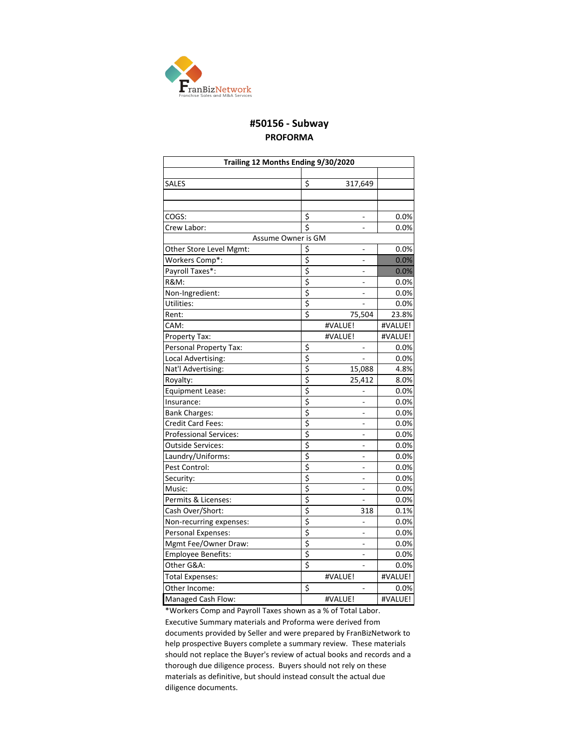FranBizNetwork
Franchise Sales and M&A Services

# #50156 - Subway

## PROFORMA

| Trailing 12 Months Ending 9/30/2020 | | | |
|---|---|---|---|
| | | | |
| SALES | $ | 317,649 | |
| | | | |
| | | | |
| COGS: | $ | - | 0.0% |
| Crew Labor: | $ | - | 0.0% |
| Assume Owner is GM | | | |
| Other Store Level Mgmt: | $ | - | 0.0% |
| Workers Comp*: | $ | - | 0.0% |
| Payroll Taxes*: | $ | - | 0.0% |
| R&M: | $ | - | 0.0% |
| Non-Ingredient: | $ | - | 0.0% |
| Utilities: | $ | - | 0.0% |
| Rent: | $ | 75,504 | 23.8% |
| CAM: | | #VALUE! | #VALUE! |
| Property Tax: | | #VALUE! | #VALUE! |
| Personal Property Tax: | $ | - | 0.0% |
| Local Advertising: | $ | - | 0.0% |
| Nat'l Advertising: | $ | 15,088 | 4.8% |
| Royalty: | $ | 25,412 | 8.0% |
| Equipment Lease: | $ | - | 0.0% |
| Insurance: | $ | - | 0.0% |
| Bank Charges: | $ | - | 0.0% |
| Credit Card Fees: | $ | - | 0.0% |
| Professional Services: | $ | - | 0.0% |
| Outside Services: | $ | - | 0.0% |
| Laundry/Uniforms: | $ | - | 0.0% |
| Pest Control: | $ | - | 0.0% |
| Security: | $ | - | 0.0% |
| Music: | $ | - | 0.0% |
| Permits & Licenses: | $ | - | 0.0% |
| Cash Over/Short: | $ | 318 | 0.1% |
| Non-recurring expenses: | $ | - | 0.0% |
| Personal Expenses: | $ | - | 0.0% |
| Mgmt Fee/Owner Draw: | $ | - | 0.0% |
| Employee Benefits: | $ | - | 0.0% |
| Other G&A: | $ | - | 0.0% |
| Total Expenses: | | #VALUE! | #VALUE! |
| Other Income: | $ | - | 0.0% |
| Managed Cash Flow: | | #VALUE! | #VALUE! |

*Workers Comp and Payroll Taxes shown as a % of Total Labor.

Executive Summary materials and Proforma were derived from documents provided by Seller and were prepared by FranBizNetwork to help prospective Buyers complete a summary review. These materials should not replace the Buyer's review of actual books and records and a thorough due diligence process. Buyers should not rely on these materials as definitive, but should instead consult the actual due diligence documents.